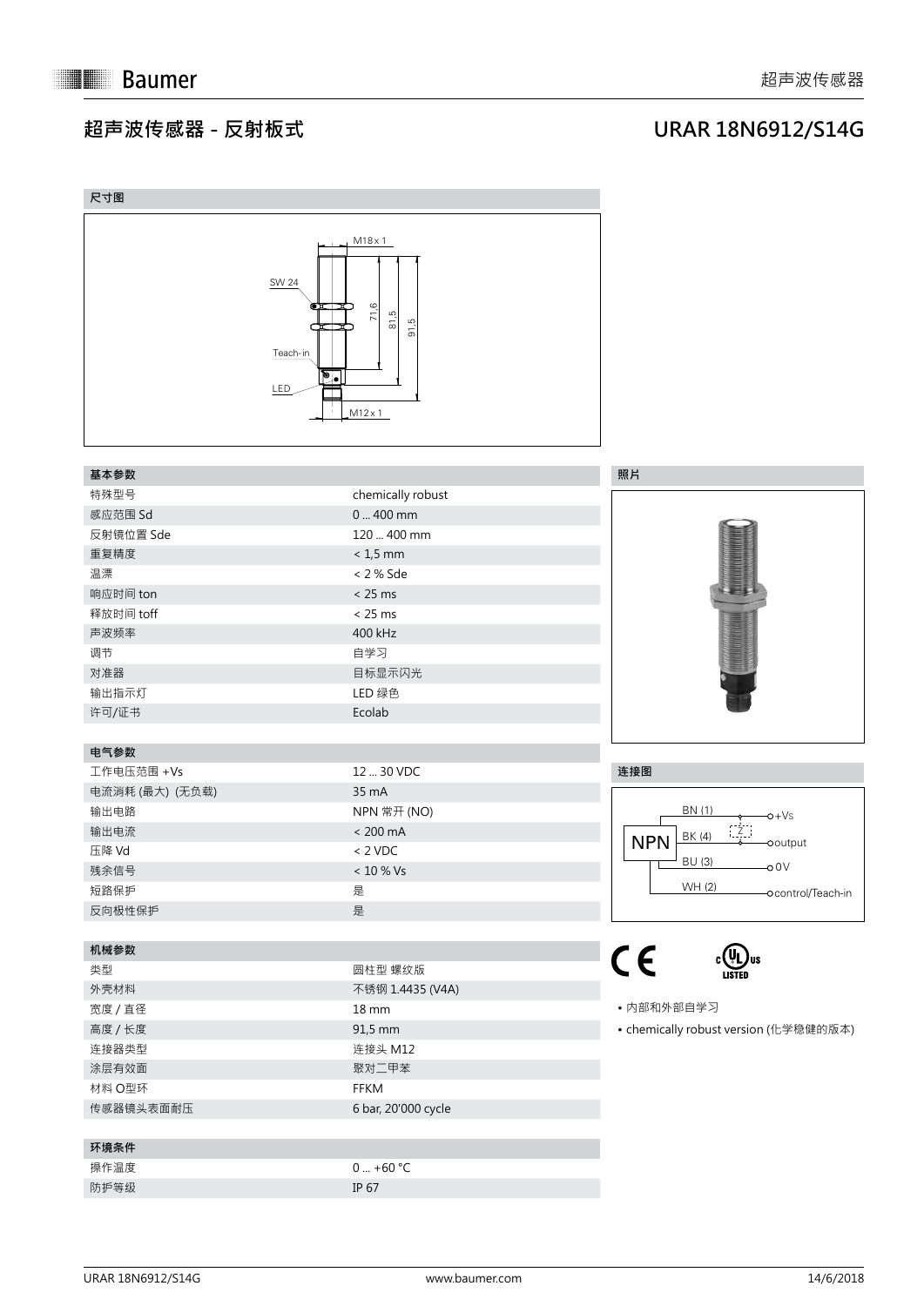# 超声波传感器 - 反射板式

## URAR 18N6912/S14G

### 尺寸图

M18 x 1

SW 24

71,6

81,5

91,5

Teach-in

LED

M12 x 1

### 基本参数

| 基本参数 | |
|---|---|
| 特殊型号 | chemically robust |
| 感应范围 Sd | 0 ... 400 mm |
| 反射镜位置 Sde | 120 ... 400 mm |
| 重复精度 | < 1,5 mm |
| 温漂 | < 2 % Sde |
| 响应时间 ton | < 25 ms |
| 释放时间 toff | < 25 ms |
| 声波频率 | 400 kHz |
| 调节 | 自学习 |
| 对准器 | 目标显示闪光 |
| 输出指示灯 | LED 绿色 |
| 许可/证书 | Ecolab |

### 电气参数

| 电气参数 | |
|---|---|
| 工作电压范围 +Vs | 12 ... 30 VDC |
| 电流消耗 (最大) (无负载) | 35 mA |
| 输出电路 | NPN 常开 (NO) |
| 输出电流 | < 200 mA |
| 压降 Vd | < 2 VDC |
| 残余信号 | < 10 % Vs |
| 短路保护 | 是 |
| 反向极性保护 | 是 |

### 机械参数

| 机械参数 | |
|---|---|
| 类型 | 圆柱型 螺纹版 |
| 外壳材料 | 不锈钢 1.4435 (V4A) |
| 宽度 / 直径 | 18 mm |
| 高度 / 长度 | 91,5 mm |
| 连接器类型 | 连接头 M12 |
| 涂层有效面 | 聚对二甲苯 |
| 材料 O型环 | FFKM |
| 传感器镜头表面耐压 | 6 bar, 20'000 cycle |

### 环境条件

| 环境条件 | |
|---|---|
| 操作温度 | 0 ... +60 °C |
| 防护等级 | IP 67 |

### 照片

### 连接图

NPN

BN (1) +Vs

BK (4) output

BU (3) 0 V

WH (2) control/Teach-in

- 内部和外部自学习
- chemically robust version (化学稳健的版本)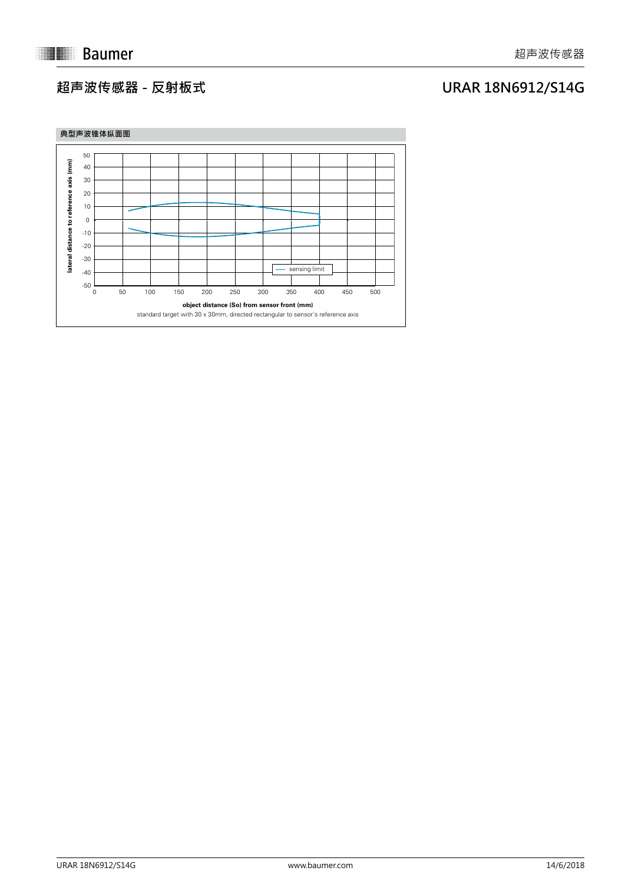# 超声波传感器 - 反射板式

# URAR 18N6912/S14G

## 典型声波锥体纵面图

lateral distance to reference axis (mm)

50
40
30
20
10
0
-10
-20
-30
-40
-50

0 50 100 150 200 250 300 350 400 450 500

sensing limit

object distance (So) from sensor front (mm)

standard target with 30 x 30mm, directed rectangular to sensor's reference axis